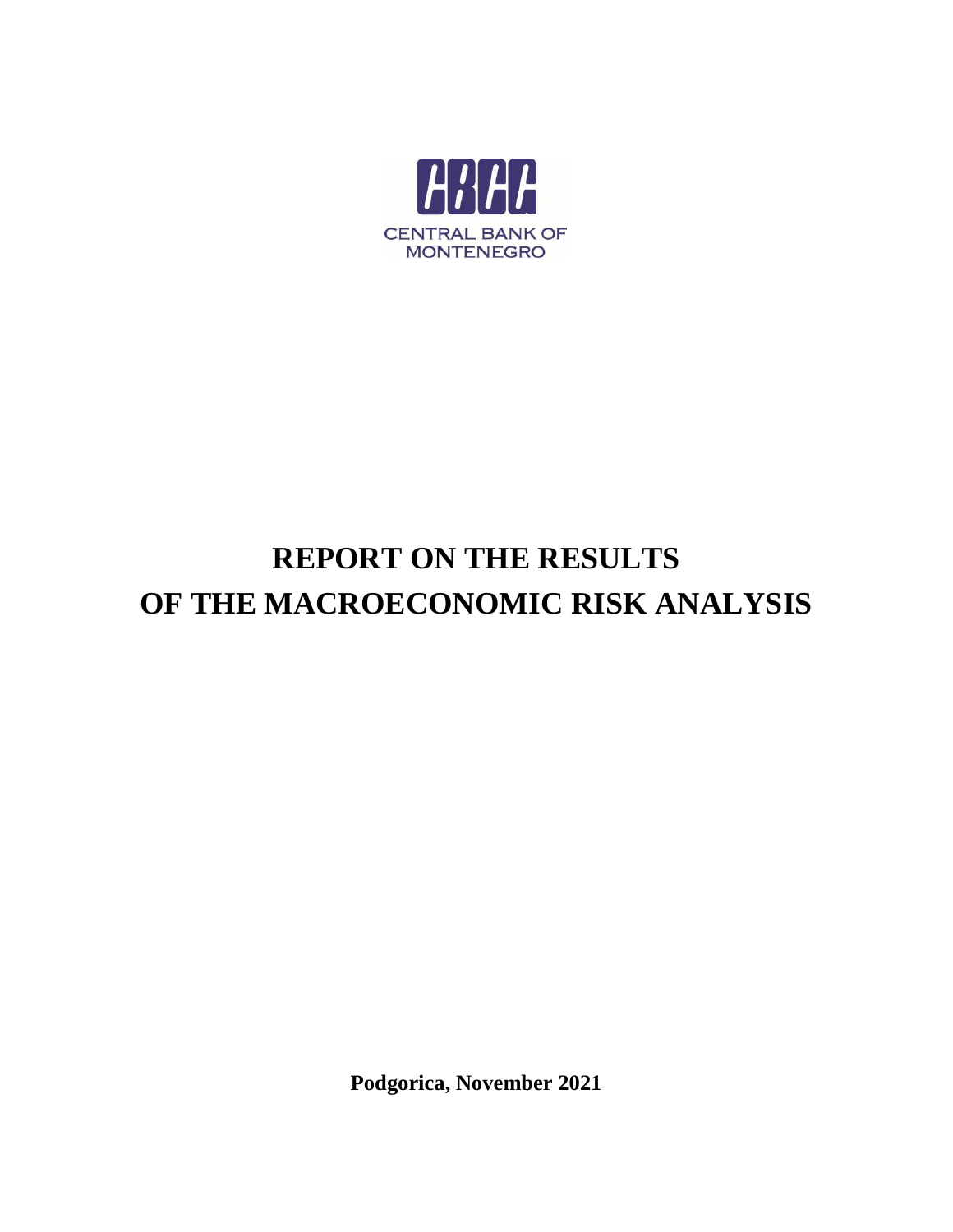CENTRAL BANK OF MONTENEGRO

# REPORT ON THE RESULTS OF THE MACROECONOMIC RISK ANALYSIS

**Podgorica, November 2021**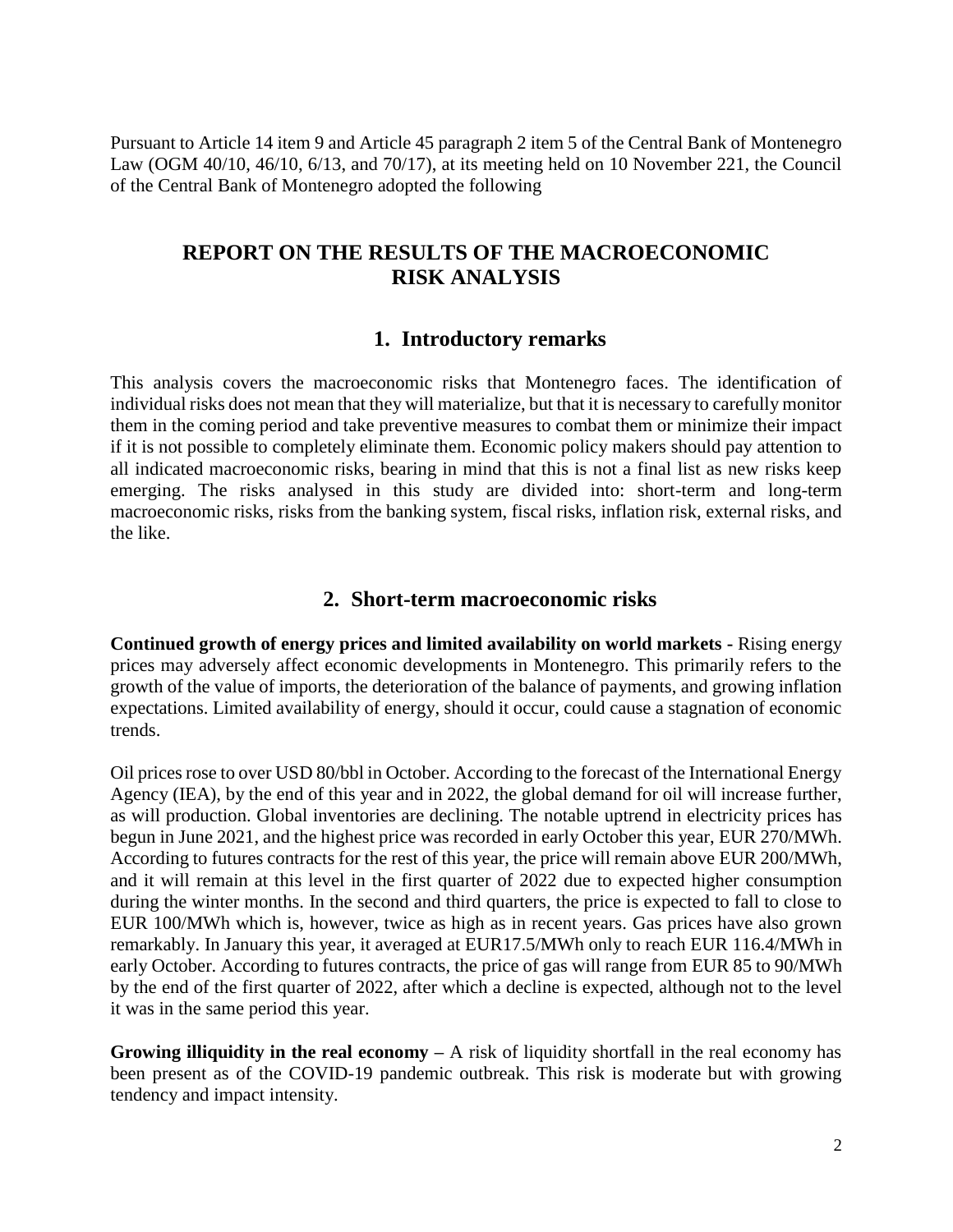Pursuant to Article 14 item 9 and Article 45 paragraph 2 item 5 of the Central Bank of Montenegro Law (OGM 40/10, 46/10, 6/13, and 70/17), at its meeting held on 10 November 221, the Council of the Central Bank of Montenegro adopted the following

# REPORT ON THE RESULTS OF THE MACROECONOMIC RISK ANALYSIS

## 1. Introductory remarks

This analysis covers the macroeconomic risks that Montenegro faces. The identification of individual risks does not mean that they will materialize, but that it is necessary to carefully monitor them in the coming period and take preventive measures to combat them or minimize their impact if it is not possible to completely eliminate them. Economic policy makers should pay attention to all indicated macroeconomic risks, bearing in mind that this is not a final list as new risks keep emerging. The risks analysed in this study are divided into: short-term and long-term macroeconomic risks, risks from the banking system, fiscal risks, inflation risk, external risks, and the like.

## 2. Short-term macroeconomic risks

**Continued growth of energy prices and limited availability on world markets -** Rising energy prices may adversely affect economic developments in Montenegro. This primarily refers to the growth of the value of imports, the deterioration of the balance of payments, and growing inflation expectations. Limited availability of energy, should it occur, could cause a stagnation of economic trends.

Oil prices rose to over USD 80/bbl in October. According to the forecast of the International Energy Agency (IEA), by the end of this year and in 2022, the global demand for oil will increase further, as will production. Global inventories are declining. The notable uptrend in electricity prices has begun in June 2021, and the highest price was recorded in early October this year, EUR 270/MWh. According to futures contracts for the rest of this year, the price will remain above EUR 200/MWh, and it will remain at this level in the first quarter of 2022 due to expected higher consumption during the winter months. In the second and third quarters, the price is expected to fall to close to EUR 100/MWh which is, however, twice as high as in recent years. Gas prices have also grown remarkably. In January this year, it averaged at EUR17.5/MWh only to reach EUR 116.4/MWh in early October. According to futures contracts, the price of gas will range from EUR 85 to 90/MWh by the end of the first quarter of 2022, after which a decline is expected, although not to the level it was in the same period this year.

**Growing illiquidity in the real economy –** A risk of liquidity shortfall in the real economy has been present as of the COVID-19 pandemic outbreak. This risk is moderate but with growing tendency and impact intensity.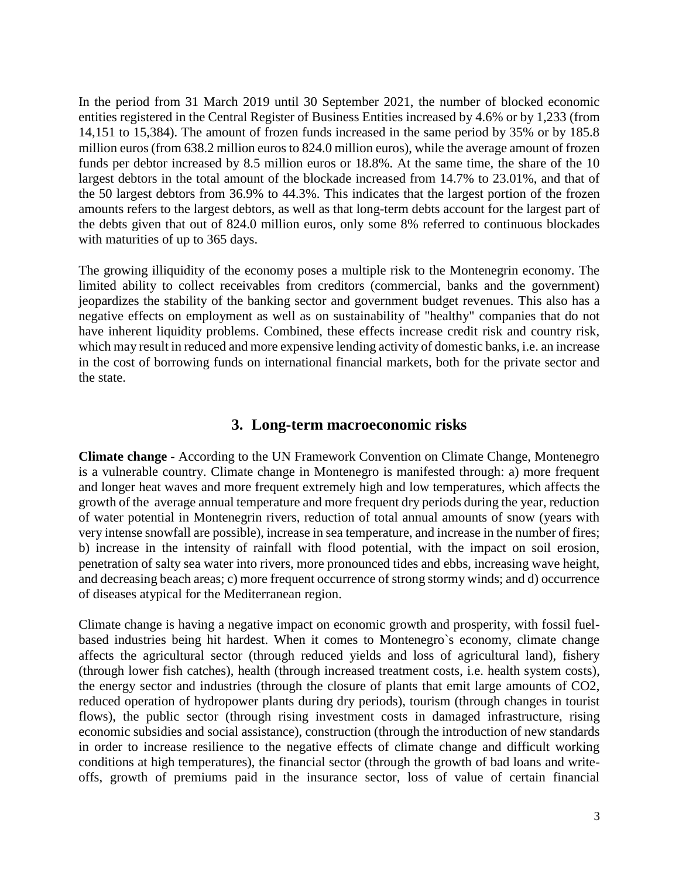In the period from 31 March 2019 until 30 September 2021, the number of blocked economic entities registered in the Central Register of Business Entities increased by 4.6% or by 1,233 (from 14,151 to 15,384). The amount of frozen funds increased in the same period by 35% or by 185.8 million euros (from 638.2 million euros to 824.0 million euros), while the average amount of frozen funds per debtor increased by 8.5 million euros or 18.8%. At the same time, the share of the 10 largest debtors in the total amount of the blockade increased from 14.7% to 23.01%, and that of the 50 largest debtors from 36.9% to 44.3%. This indicates that the largest portion of the frozen amounts refers to the largest debtors, as well as that long-term debts account for the largest part of the debts given that out of 824.0 million euros, only some 8% referred to continuous blockades with maturities of up to 365 days.

The growing illiquidity of the economy poses a multiple risk to the Montenegrin economy. The limited ability to collect receivables from creditors (commercial, banks and the government) jeopardizes the stability of the banking sector and government budget revenues. This also has a negative effects on employment as well as on sustainability of "healthy" companies that do not have inherent liquidity problems. Combined, these effects increase credit risk and country risk, which may result in reduced and more expensive lending activity of domestic banks, i.e. an increase in the cost of borrowing funds on international financial markets, both for the private sector and the state.

## 3. Long-term macroeconomic risks

**Climate change** - According to the UN Framework Convention on Climate Change, Montenegro is a vulnerable country. Climate change in Montenegro is manifested through: a) more frequent and longer heat waves and more frequent extremely high and low temperatures, which affects the growth of the average annual temperature and more frequent dry periods during the year, reduction of water potential in Montenegrin rivers, reduction of total annual amounts of snow (years with very intense snowfall are possible), increase in sea temperature, and increase in the number of fires; b) increase in the intensity of rainfall with flood potential, with the impact on soil erosion, penetration of salty sea water into rivers, more pronounced tides and ebbs, increasing wave height, and decreasing beach areas; c) more frequent occurrence of strong stormy winds; and d) occurrence of diseases atypical for the Mediterranean region.

Climate change is having a negative impact on economic growth and prosperity, with fossil fuel-based industries being hit hardest. When it comes to Montenegro`s economy, climate change affects the agricultural sector (through reduced yields and loss of agricultural land), fishery (through lower fish catches), health (through increased treatment costs, i.e. health system costs), the energy sector and industries (through the closure of plants that emit large amounts of $CO_2$, reduced operation of hydropower plants during dry periods), tourism (through changes in tourist flows), the public sector (through rising investment costs in damaged infrastructure, rising economic subsidies and social assistance), construction (through the introduction of new standards in order to increase resilience to the negative effects of climate change and difficult working conditions at high temperatures), the financial sector (through the growth of bad loans and write-offs, growth of premiums paid in the insurance sector, loss of value of certain financial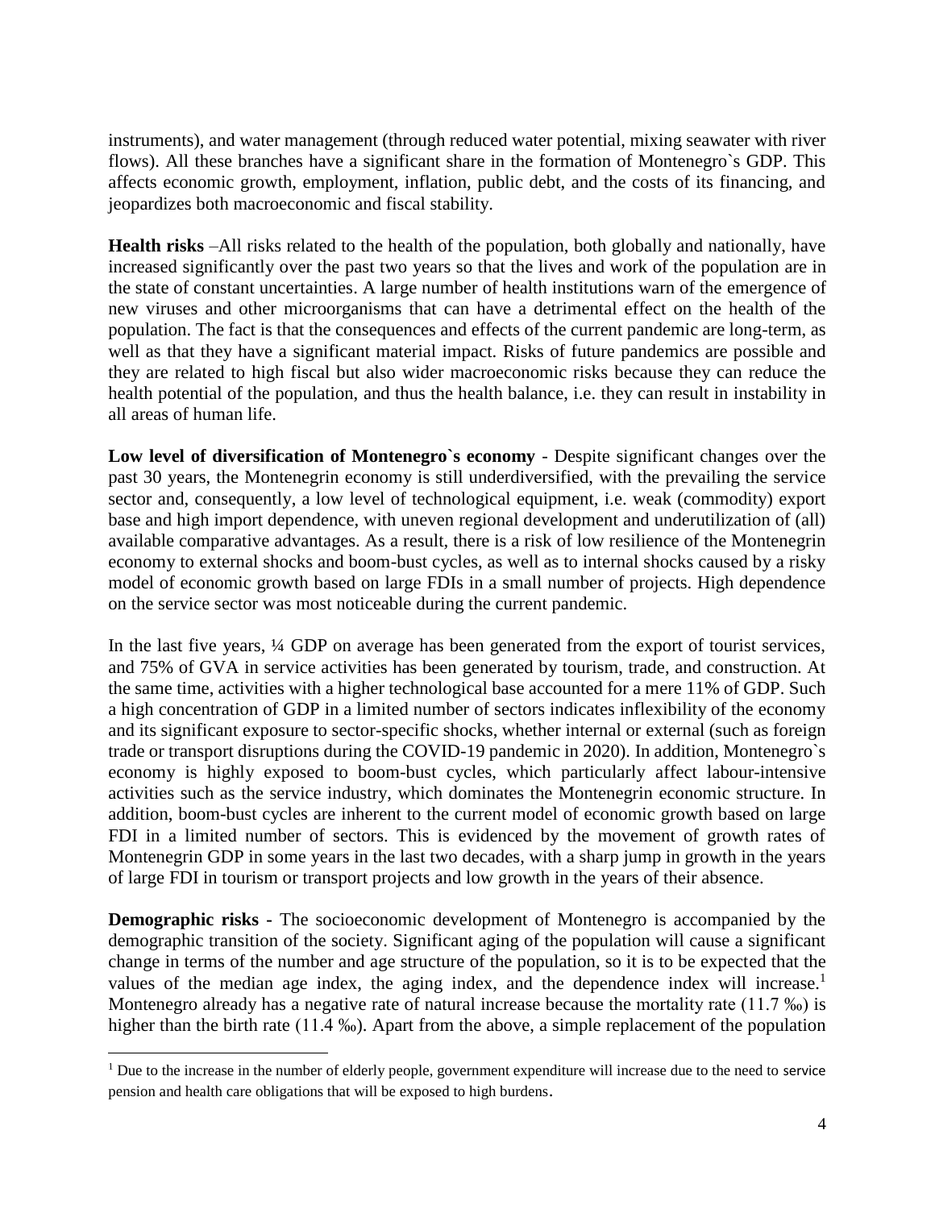instruments), and water management (through reduced water potential, mixing seawater with river flows). All these branches have a significant share in the formation of Montenegro`s GDP. This affects economic growth, employment, inflation, public debt, and the costs of its financing, and jeopardizes both macroeconomic and fiscal stability.

**Health risks** –All risks related to the health of the population, both globally and nationally, have increased significantly over the past two years so that the lives and work of the population are in the state of constant uncertainties. A large number of health institutions warn of the emergence of new viruses and other microorganisms that can have a detrimental effect on the health of the population. The fact is that the consequences and effects of the current pandemic are long-term, as well as that they have a significant material impact. Risks of future pandemics are possible and they are related to high fiscal but also wider macroeconomic risks because they can reduce the health potential of the population, and thus the health balance, i.e. they can result in instability in all areas of human life.

**Low level of diversification of Montenegro`s economy** - Despite significant changes over the past 30 years, the Montenegrin economy is still underdiversified, with the prevailing the service sector and, consequently, a low level of technological equipment, i.e. weak (commodity) export base and high import dependence, with uneven regional development and underutilization of (all) available comparative advantages. As a result, there is a risk of low resilience of the Montenegrin economy to external shocks and boom-bust cycles, as well as to internal shocks caused by a risky model of economic growth based on large FDIs in a small number of projects. High dependence on the service sector was most noticeable during the current pandemic.

In the last five years, ¼ GDP on average has been generated from the export of tourist services, and 75% of GVA in service activities has been generated by tourism, trade, and construction. At the same time, activities with a higher technological base accounted for a mere 11% of GDP. Such a high concentration of GDP in a limited number of sectors indicates inflexibility of the economy and its significant exposure to sector-specific shocks, whether internal or external (such as foreign trade or transport disruptions during the COVID-19 pandemic in 2020). In addition, Montenegro`s economy is highly exposed to boom-bust cycles, which particularly affect labour-intensive activities such as the service industry, which dominates the Montenegrin economic structure. In addition, boom-bust cycles are inherent to the current model of economic growth based on large FDI in a limited number of sectors. This is evidenced by the movement of growth rates of Montenegrin GDP in some years in the last two decades, with a sharp jump in growth in the years of large FDI in tourism or transport projects and low growth in the years of their absence.

**Demographic risks** - The socioeconomic development of Montenegro is accompanied by the demographic transition of the society. Significant aging of the population will cause a significant change in terms of the number and age structure of the population, so it is to be expected that the values of the median age index, the aging index, and the dependence index will increase.[1] Montenegro already has a negative rate of natural increase because the mortality rate (11.7 ‰) is higher than the birth rate (11.4 ‰). Apart from the above, a simple replacement of the population

[1] Due to the increase in the number of elderly people, government expenditure will increase due to the need to service pension and health care obligations that will be exposed to high burdens.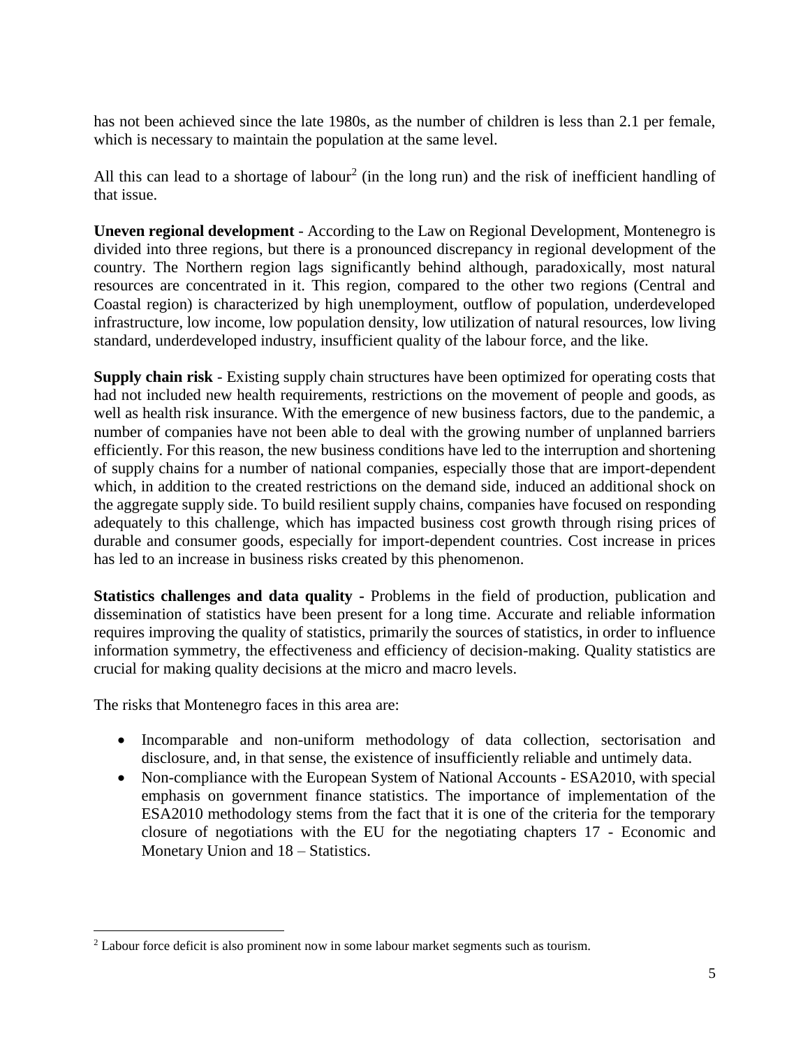has not been achieved since the late 1980s, as the number of children is less than 2.1 per female, which is necessary to maintain the population at the same level.

All this can lead to a shortage of labour[2] (in the long run) and the risk of inefficient handling of that issue.

**Uneven regional development** - According to the Law on Regional Development, Montenegro is divided into three regions, but there is a pronounced discrepancy in regional development of the country. The Northern region lags significantly behind although, paradoxically, most natural resources are concentrated in it. This region, compared to the other two regions (Central and Coastal region) is characterized by high unemployment, outflow of population, underdeveloped infrastructure, low income, low population density, low utilization of natural resources, low living standard, underdeveloped industry, insufficient quality of the labour force, and the like.

**Supply chain risk** - Existing supply chain structures have been optimized for operating costs that had not included new health requirements, restrictions on the movement of people and goods, as well as health risk insurance. With the emergence of new business factors, due to the pandemic, a number of companies have not been able to deal with the growing number of unplanned barriers efficiently. For this reason, the new business conditions have led to the interruption and shortening of supply chains for a number of national companies, especially those that are import-dependent which, in addition to the created restrictions on the demand side, induced an additional shock on the aggregate supply side. To build resilient supply chains, companies have focused on responding adequately to this challenge, which has impacted business cost growth through rising prices of durable and consumer goods, especially for import-dependent countries. Cost increase in prices has led to an increase in business risks created by this phenomenon.

**Statistics challenges and data quality -** Problems in the field of production, publication and dissemination of statistics have been present for a long time. Accurate and reliable information requires improving the quality of statistics, primarily the sources of statistics, in order to influence information symmetry, the effectiveness and efficiency of decision-making. Quality statistics are crucial for making quality decisions at the micro and macro levels.

The risks that Montenegro faces in this area are:

- Incomparable and non-uniform methodology of data collection, sectorisation and disclosure, and, in that sense, the existence of insufficiently reliable and untimely data.
- Non-compliance with the European System of National Accounts - ESA2010, with special emphasis on government finance statistics. The importance of implementation of the ESA2010 methodology stems from the fact that it is one of the criteria for the temporary closure of negotiations with the EU for the negotiating chapters 17 - Economic and Monetary Union and 18 – Statistics.

[2] Labour force deficit is also prominent now in some labour market segments such as tourism.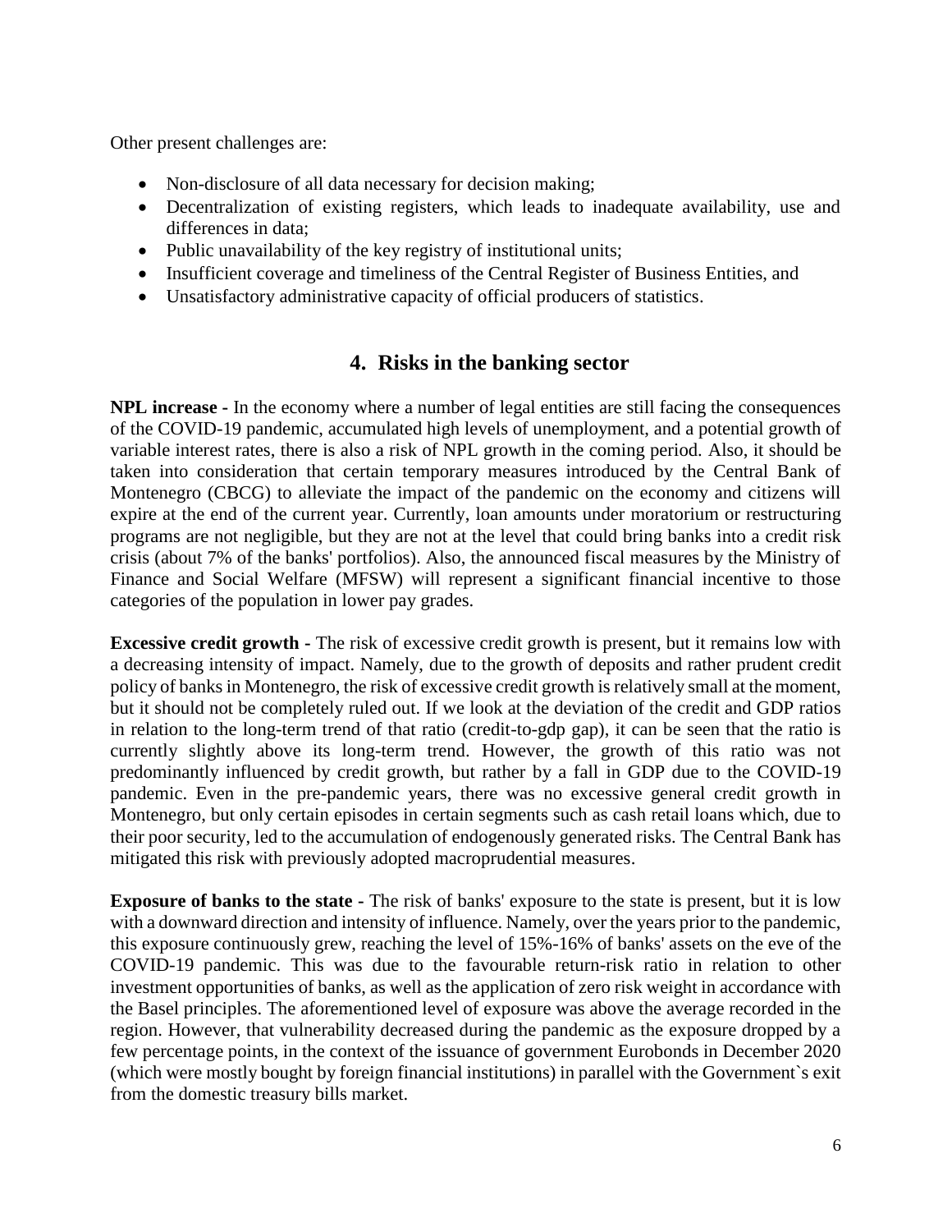Other present challenges are:

- Non-disclosure of all data necessary for decision making;
- Decentralization of existing registers, which leads to inadequate availability, use and differences in data;
- Public unavailability of the key registry of institutional units;
- Insufficient coverage and timeliness of the Central Register of Business Entities, and
- Unsatisfactory administrative capacity of official producers of statistics.

## 4. Risks in the banking sector

**NPL increase -** In the economy where a number of legal entities are still facing the consequences of the COVID-19 pandemic, accumulated high levels of unemployment, and a potential growth of variable interest rates, there is also a risk of NPL growth in the coming period. Also, it should be taken into consideration that certain temporary measures introduced by the Central Bank of Montenegro (CBCG) to alleviate the impact of the pandemic on the economy and citizens will expire at the end of the current year. Currently, loan amounts under moratorium or restructuring programs are not negligible, but they are not at the level that could bring banks into a credit risk crisis (about 7% of the banks' portfolios). Also, the announced fiscal measures by the Ministry of Finance and Social Welfare (MFSW) will represent a significant financial incentive to those categories of the population in lower pay grades.

**Excessive credit growth -** The risk of excessive credit growth is present, but it remains low with a decreasing intensity of impact. Namely, due to the growth of deposits and rather prudent credit policy of banks in Montenegro, the risk of excessive credit growth is relatively small at the moment, but it should not be completely ruled out. If we look at the deviation of the credit and GDP ratios in relation to the long-term trend of that ratio (credit-to-gdp gap), it can be seen that the ratio is currently slightly above its long-term trend. However, the growth of this ratio was not predominantly influenced by credit growth, but rather by a fall in GDP due to the COVID-19 pandemic. Even in the pre-pandemic years, there was no excessive general credit growth in Montenegro, but only certain episodes in certain segments such as cash retail loans which, due to their poor security, led to the accumulation of endogenously generated risks. The Central Bank has mitigated this risk with previously adopted macroprudential measures.

**Exposure of banks to the state -** The risk of banks' exposure to the state is present, but it is low with a downward direction and intensity of influence. Namely, over the years prior to the pandemic, this exposure continuously grew, reaching the level of 15%-16% of banks' assets on the eve of the COVID-19 pandemic. This was due to the favourable return-risk ratio in relation to other investment opportunities of banks, as well as the application of zero risk weight in accordance with the Basel principles. The aforementioned level of exposure was above the average recorded in the region. However, that vulnerability decreased during the pandemic as the exposure dropped by a few percentage points, in the context of the issuance of government Eurobonds in December 2020 (which were mostly bought by foreign financial institutions) in parallel with the Government`s exit from the domestic treasury bills market.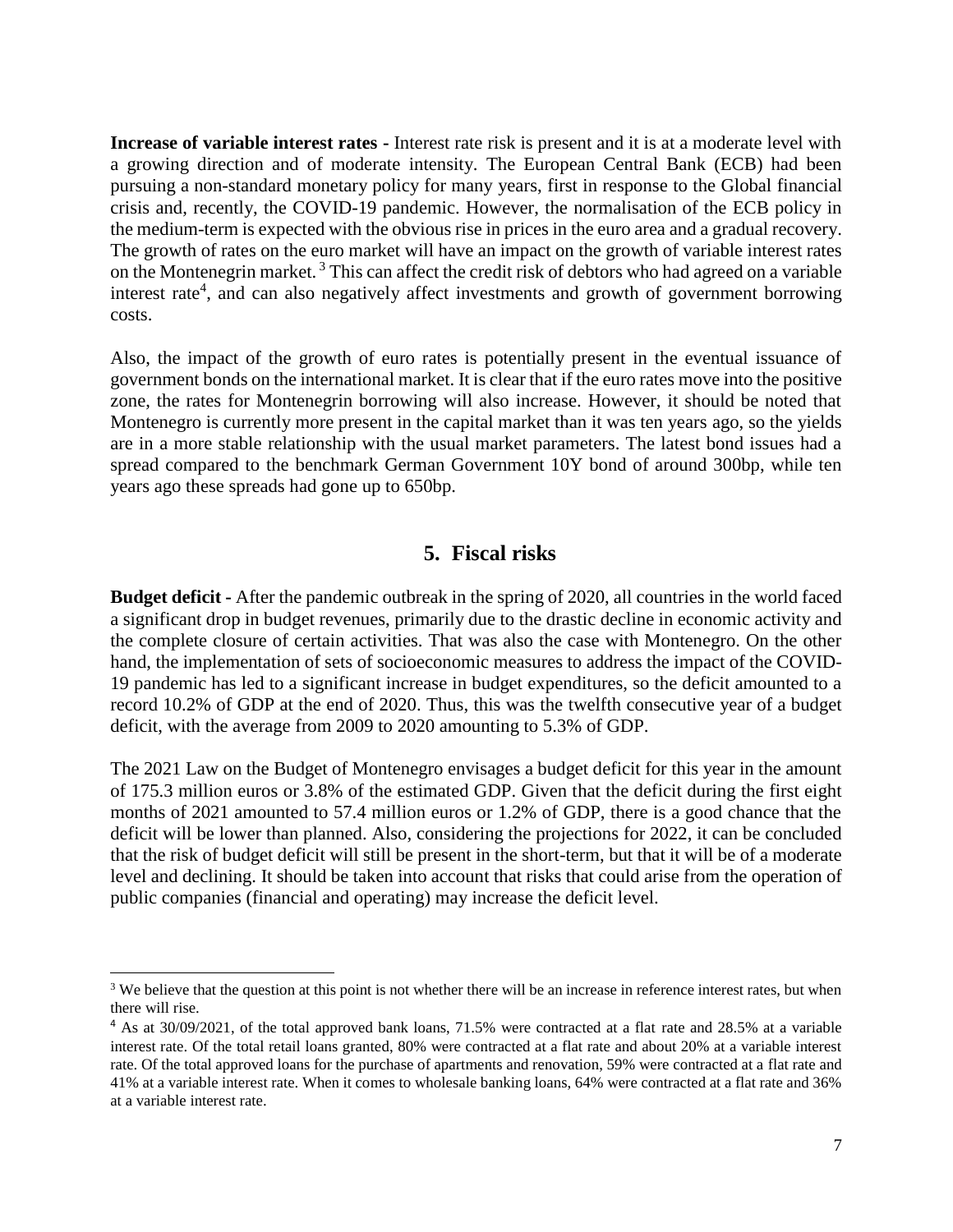**Increase of variable interest rates -** Interest rate risk is present and it is at a moderate level with a growing direction and of moderate intensity. The European Central Bank (ECB) had been pursuing a non-standard monetary policy for many years, first in response to the Global financial crisis and, recently, the COVID-19 pandemic. However, the normalisation of the ECB policy in the medium-term is expected with the obvious rise in prices in the euro area and a gradual recovery. The growth of rates on the euro market will have an impact on the growth of variable interest rates on the Montenegrin market. [3] This can affect the credit risk of debtors who had agreed on a variable interest rate[4], and can also negatively affect investments and growth of government borrowing costs.

Also, the impact of the growth of euro rates is potentially present in the eventual issuance of government bonds on the international market. It is clear that if the euro rates move into the positive zone, the rates for Montenegrin borrowing will also increase. However, it should be noted that Montenegro is currently more present in the capital market than it was ten years ago, so the yields are in a more stable relationship with the usual market parameters. The latest bond issues had a spread compared to the benchmark German Government 10Y bond of around 300bp, while ten years ago these spreads had gone up to 650bp.

## 5. Fiscal risks

**Budget deficit -** After the pandemic outbreak in the spring of 2020, all countries in the world faced a significant drop in budget revenues, primarily due to the drastic decline in economic activity and the complete closure of certain activities. That was also the case with Montenegro. On the other hand, the implementation of sets of socioeconomic measures to address the impact of the COVID-19 pandemic has led to a significant increase in budget expenditures, so the deficit amounted to a record 10.2% of GDP at the end of 2020. Thus, this was the twelfth consecutive year of a budget deficit, with the average from 2009 to 2020 amounting to 5.3% of GDP.

The 2021 Law on the Budget of Montenegro envisages a budget deficit for this year in the amount of 175.3 million euros or 3.8% of the estimated GDP. Given that the deficit during the first eight months of 2021 amounted to 57.4 million euros or 1.2% of GDP, there is a good chance that the deficit will be lower than planned. Also, considering the projections for 2022, it can be concluded that the risk of budget deficit will still be present in the short-term, but that it will be of a moderate level and declining. It should be taken into account that risks that could arise from the operation of public companies (financial and operating) may increase the deficit level.

---

[3] We believe that the question at this point is not whether there will be an increase in reference interest rates, but when there will rise.

[4] As at 30/09/2021, of the total approved bank loans, 71.5% were contracted at a flat rate and 28.5% at a variable interest rate. Of the total retail loans granted, 80% were contracted at a flat rate and about 20% at a variable interest rate. Of the total approved loans for the purchase of apartments and renovation, 59% were contracted at a flat rate and 41% at a variable interest rate. When it comes to wholesale banking loans, 64% were contracted at a flat rate and 36% at a variable interest rate.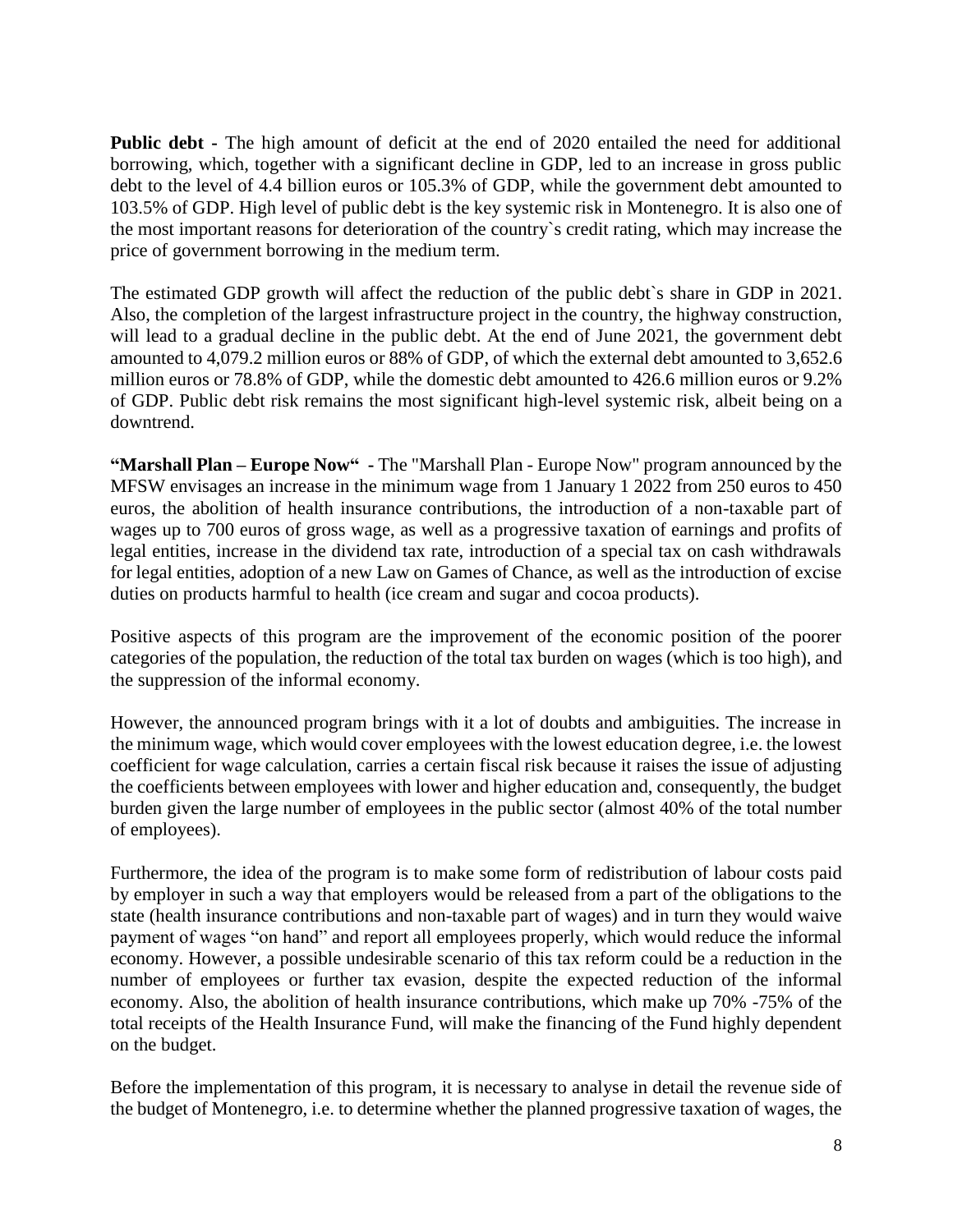**Public debt -** The high amount of deficit at the end of 2020 entailed the need for additional borrowing, which, together with a significant decline in GDP, led to an increase in gross public debt to the level of 4.4 billion euros or 105.3% of GDP, while the government debt amounted to 103.5% of GDP. High level of public debt is the key systemic risk in Montenegro. It is also one of the most important reasons for deterioration of the country`s credit rating, which may increase the price of government borrowing in the medium term.

The estimated GDP growth will affect the reduction of the public debt`s share in GDP in 2021. Also, the completion of the largest infrastructure project in the country, the highway construction, will lead to a gradual decline in the public debt. At the end of June 2021, the government debt amounted to 4,079.2 million euros or 88% of GDP, of which the external debt amounted to 3,652.6 million euros or 78.8% of GDP, while the domestic debt amounted to 426.6 million euros or 9.2% of GDP. Public debt risk remains the most significant high-level systemic risk, albeit being on a downtrend.

**"Marshall Plan – Europe Now"** - The "Marshall Plan - Europe Now" program announced by the MFSW envisages an increase in the minimum wage from 1 January 1 2022 from 250 euros to 450 euros, the abolition of health insurance contributions, the introduction of a non-taxable part of wages up to 700 euros of gross wage, as well as a progressive taxation of earnings and profits of legal entities, increase in the dividend tax rate, introduction of a special tax on cash withdrawals for legal entities, adoption of a new Law on Games of Chance, as well as the introduction of excise duties on products harmful to health (ice cream and sugar and cocoa products).

Positive aspects of this program are the improvement of the economic position of the poorer categories of the population, the reduction of the total tax burden on wages (which is too high), and the suppression of the informal economy.

However, the announced program brings with it a lot of doubts and ambiguities. The increase in the minimum wage, which would cover employees with the lowest education degree, i.e. the lowest coefficient for wage calculation, carries a certain fiscal risk because it raises the issue of adjusting the coefficients between employees with lower and higher education and, consequently, the budget burden given the large number of employees in the public sector (almost 40% of the total number of employees).

Furthermore, the idea of the program is to make some form of redistribution of labour costs paid by employer in such a way that employers would be released from a part of the obligations to the state (health insurance contributions and non-taxable part of wages) and in turn they would waive payment of wages "on hand" and report all employees properly, which would reduce the informal economy. However, a possible undesirable scenario of this tax reform could be a reduction in the number of employees or further tax evasion, despite the expected reduction of the informal economy. Also, the abolition of health insurance contributions, which make up 70% -75% of the total receipts of the Health Insurance Fund, will make the financing of the Fund highly dependent on the budget.

Before the implementation of this program, it is necessary to analyse in detail the revenue side of the budget of Montenegro, i.e. to determine whether the planned progressive taxation of wages, the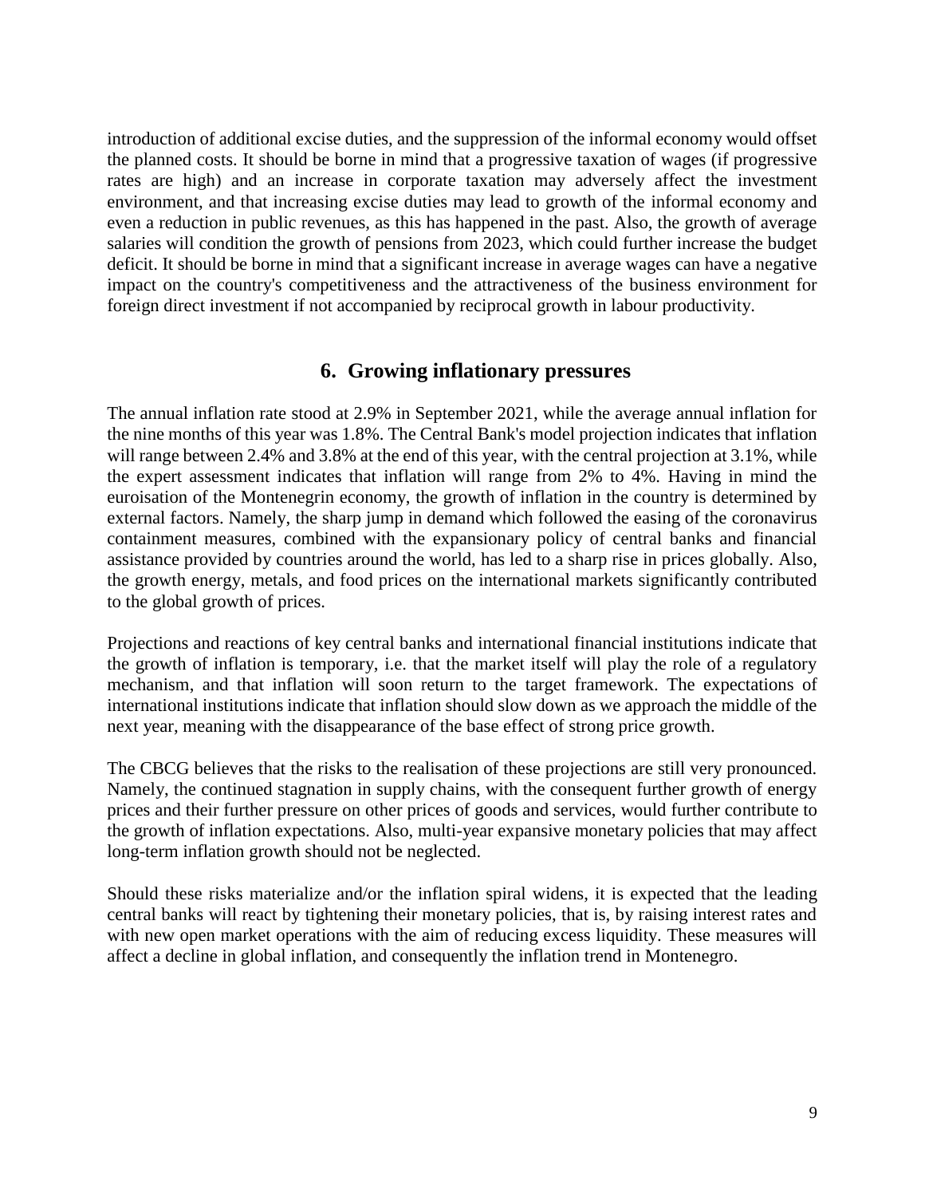introduction of additional excise duties, and the suppression of the informal economy would offset the planned costs. It should be borne in mind that a progressive taxation of wages (if progressive rates are high) and an increase in corporate taxation may adversely affect the investment environment, and that increasing excise duties may lead to growth of the informal economy and even a reduction in public revenues, as this has happened in the past. Also, the growth of average salaries will condition the growth of pensions from 2023, which could further increase the budget deficit. It should be borne in mind that a significant increase in average wages can have a negative impact on the country's competitiveness and the attractiveness of the business environment for foreign direct investment if not accompanied by reciprocal growth in labour productivity.

## 6. Growing inflationary pressures

The annual inflation rate stood at 2.9% in September 2021, while the average annual inflation for the nine months of this year was 1.8%. The Central Bank's model projection indicates that inflation will range between 2.4% and 3.8% at the end of this year, with the central projection at 3.1%, while the expert assessment indicates that inflation will range from 2% to 4%. Having in mind the euroisation of the Montenegrin economy, the growth of inflation in the country is determined by external factors. Namely, the sharp jump in demand which followed the easing of the coronavirus containment measures, combined with the expansionary policy of central banks and financial assistance provided by countries around the world, has led to a sharp rise in prices globally. Also, the growth energy, metals, and food prices on the international markets significantly contributed to the global growth of prices.

Projections and reactions of key central banks and international financial institutions indicate that the growth of inflation is temporary, i.e. that the market itself will play the role of a regulatory mechanism, and that inflation will soon return to the target framework. The expectations of international institutions indicate that inflation should slow down as we approach the middle of the next year, meaning with the disappearance of the base effect of strong price growth.

The CBCG believes that the risks to the realisation of these projections are still very pronounced. Namely, the continued stagnation in supply chains, with the consequent further growth of energy prices and their further pressure on other prices of goods and services, would further contribute to the growth of inflation expectations. Also, multi-year expansive monetary policies that may affect long-term inflation growth should not be neglected.

Should these risks materialize and/or the inflation spiral widens, it is expected that the leading central banks will react by tightening their monetary policies, that is, by raising interest rates and with new open market operations with the aim of reducing excess liquidity. These measures will affect a decline in global inflation, and consequently the inflation trend in Montenegro.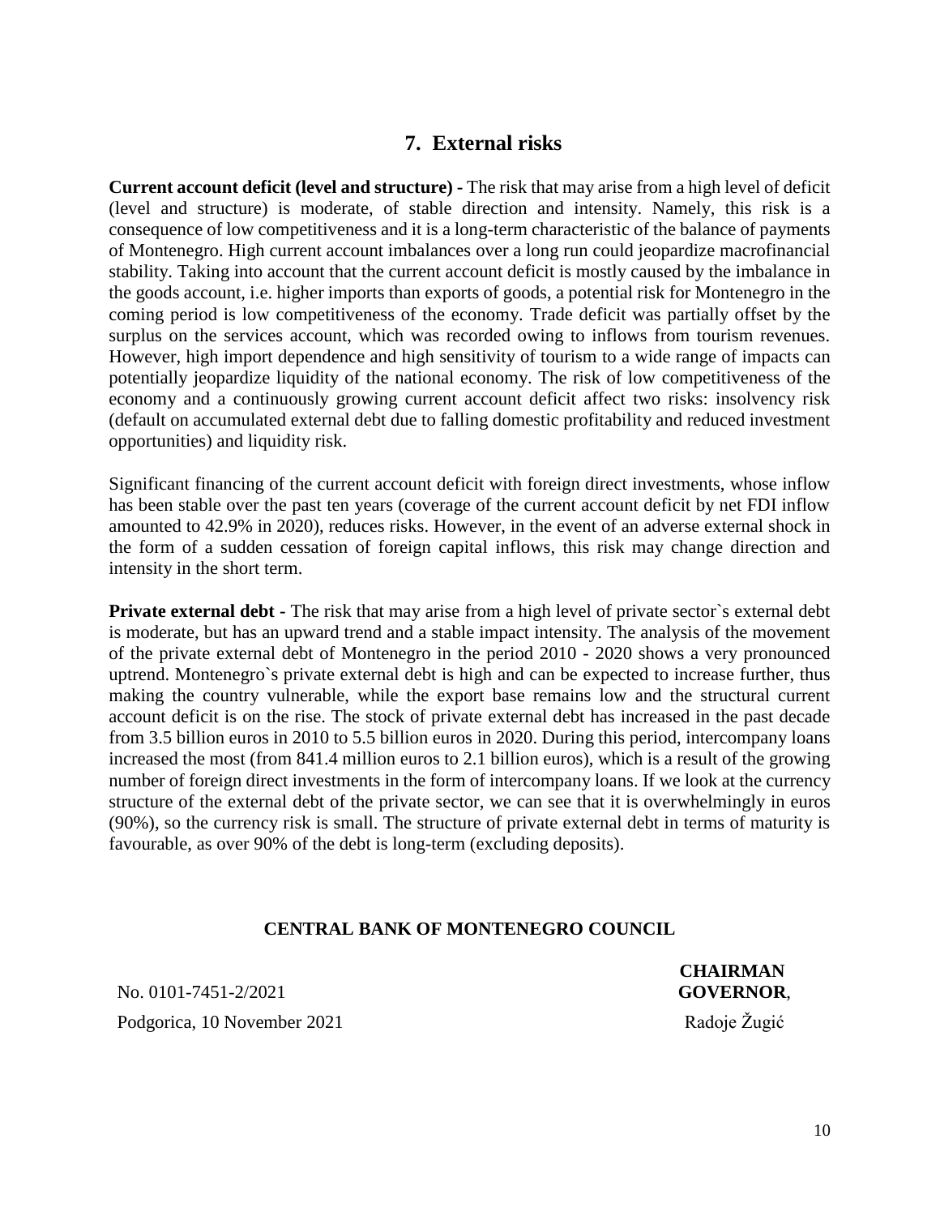## 7. External risks

**Current account deficit (level and structure) -** The risk that may arise from a high level of deficit (level and structure) is moderate, of stable direction and intensity. Namely, this risk is a consequence of low competitiveness and it is a long-term characteristic of the balance of payments of Montenegro. High current account imbalances over a long run could jeopardize macrofinancial stability. Taking into account that the current account deficit is mostly caused by the imbalance in the goods account, i.e. higher imports than exports of goods, a potential risk for Montenegro in the coming period is low competitiveness of the economy. Trade deficit was partially offset by the surplus on the services account, which was recorded owing to inflows from tourism revenues. However, high import dependence and high sensitivity of tourism to a wide range of impacts can potentially jeopardize liquidity of the national economy. The risk of low competitiveness of the economy and a continuously growing current account deficit affect two risks: insolvency risk (default on accumulated external debt due to falling domestic profitability and reduced investment opportunities) and liquidity risk.

Significant financing of the current account deficit with foreign direct investments, whose inflow has been stable over the past ten years (coverage of the current account deficit by net FDI inflow amounted to 42.9% in 2020), reduces risks. However, in the event of an adverse external shock in the form of a sudden cessation of foreign capital inflows, this risk may change direction and intensity in the short term.

**Private external debt -** The risk that may arise from a high level of private sector`s external debt is moderate, but has an upward trend and a stable impact intensity. The analysis of the movement of the private external debt of Montenegro in the period 2010 - 2020 shows a very pronounced uptrend. Montenegro`s private external debt is high and can be expected to increase further, thus making the country vulnerable, while the export base remains low and the structural current account deficit is on the rise. The stock of private external debt has increased in the past decade from 3.5 billion euros in 2010 to 5.5 billion euros in 2020. During this period, intercompany loans increased the most (from 841.4 million euros to 2.1 billion euros), which is a result of the growing number of foreign direct investments in the form of intercompany loans. If we look at the currency structure of the external debt of the private sector, we can see that it is overwhelmingly in euros (90%), so the currency risk is small. The structure of private external debt in terms of maturity is favourable, as over 90% of the debt is long-term (excluding deposits).

**CENTRAL BANK OF MONTENEGRO COUNCIL**

No. 0101-7451-2/2021

Podgorica, 10 November 2021

**CHAIRMAN**
**GOVERNOR**,
Radoje Žugić